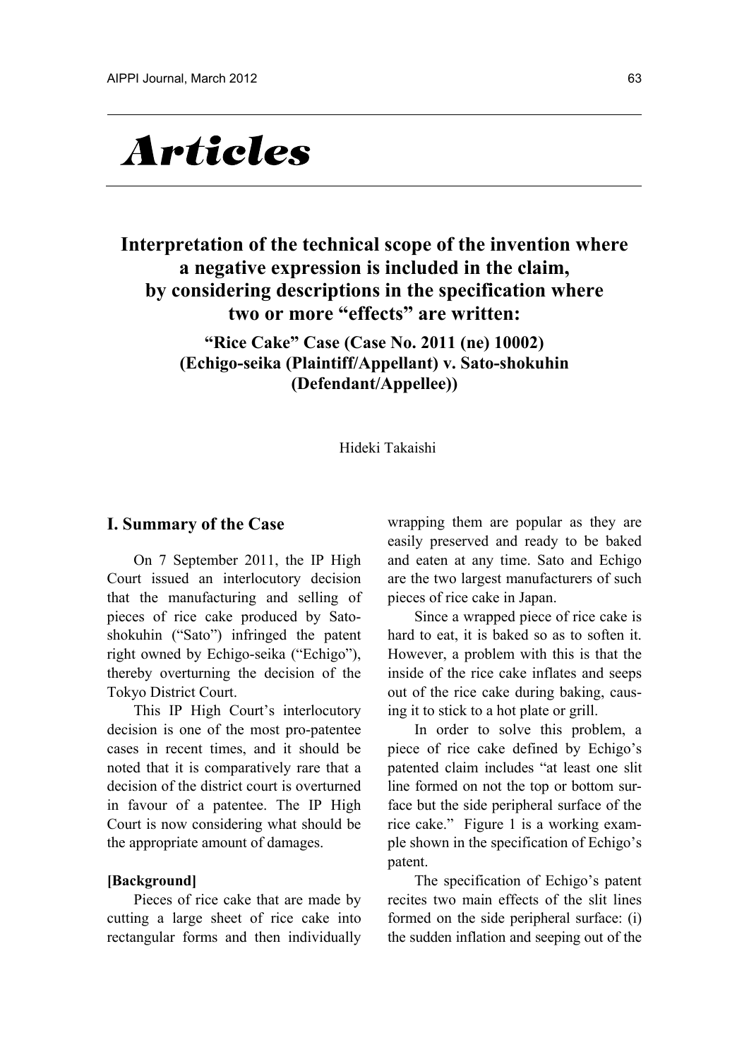# *Articles*

## Interpretation of the technical scope of the invention where a negative expression is included in the claim, by considering descriptions in the specification where two or more "effects" are written:

### "Rice Cake" Case (Case No. 2011 (ne) 10002) (Echigo-seika (Plaintiff/Appellant) v. Sato-shokuhin (Defendant/Appellee))

Hideki Takaishi

## I. Summary of the Case

On 7 September 2011, the IP High Court issued an interlocutory decision that the manufacturing and selling of pieces of rice cake produced by Sato-shokuhin ("Sato") infringed the patent right owned by Echigo-seika ("Echigo"), thereby overturning the decision of the Tokyo District Court.

This IP High Court's interlocutory decision is one of the most pro-patentee cases in recent times, and it should be noted that it is comparatively rare that a decision of the district court is overturned in favour of a patentee. The IP High Court is now considering what should be the appropriate amount of damages.

**[Background]**

Pieces of rice cake that are made by cutting a large sheet of rice cake into rectangular forms and then individually wrapping them are popular as they are easily preserved and ready to be baked and eaten at any time. Sato and Echigo are the two largest manufacturers of such pieces of rice cake in Japan.

Since a wrapped piece of rice cake is hard to eat, it is baked so as to soften it. However, a problem with this is that the inside of the rice cake inflates and seeps out of the rice cake during baking, causing it to stick to a hot plate or grill.

In order to solve this problem, a piece of rice cake defined by Echigo's patented claim includes "at least one slit line formed on not the top or bottom surface but the side peripheral surface of the rice cake." Figure 1 is a working example shown in the specification of Echigo's patent.

The specification of Echigo's patent recites two main effects of the slit lines formed on the side peripheral surface: (i) the sudden inflation and seeping out of the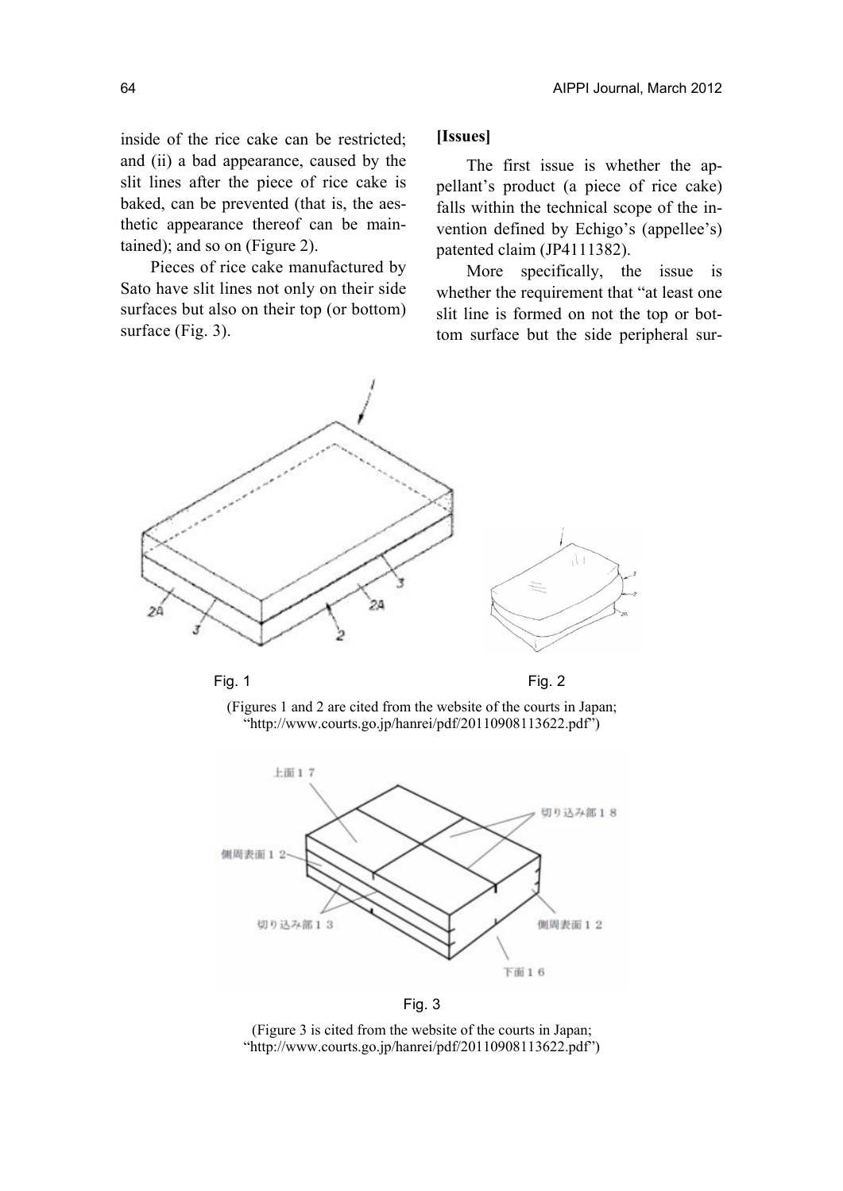inside of the rice cake can be restricted; and (ii) a bad appearance, caused by the slit lines after the piece of rice cake is baked, can be prevented (that is, the aesthetic appearance thereof can be maintained); and so on (Figure 2).

Pieces of rice cake manufactured by Sato have slit lines not only on their side surfaces but also on their top (or bottom) surface (Fig. 3).

**[Issues]**

The first issue is whether the appellant's product (a piece of rice cake) falls within the technical scope of the invention defined by Echigo's (appellee's) patented claim (JP4111382).

More specifically, the issue is whether the requirement that "at least one slit line is formed on not the top or bottom surface but the side peripheral sur-

Fig. 1

Fig. 2

(Figures 1 and 2 are cited from the website of the courts in Japan; "http://www.courts.go.jp/hanrei/pdf/20110908113622.pdf")

Fig. 3

(Figure 3 is cited from the website of the courts in Japan; "http://www.courts.go.jp/hanrei/pdf/20110908113622.pdf")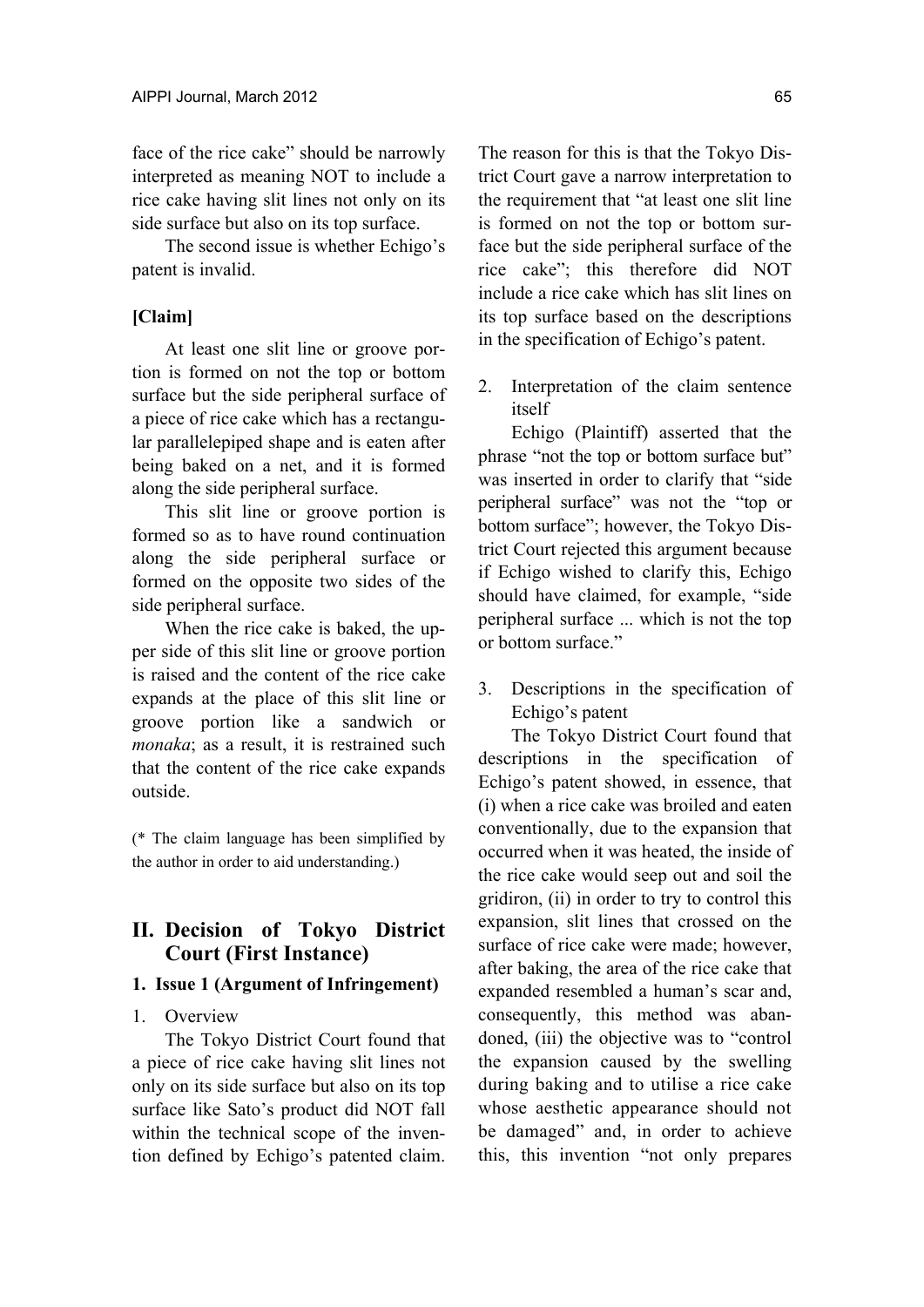face of the rice cake" should be narrowly interpreted as meaning NOT to include a rice cake having slit lines not only on its side surface but also on its top surface.

The second issue is whether Echigo's patent is invalid.

**[Claim]**

At least one slit line or groove portion is formed on not the top or bottom surface but the side peripheral surface of a piece of rice cake which has a rectangular parallelepiped shape and is eaten after being baked on a net, and it is formed along the side peripheral surface.

This slit line or groove portion is formed so as to have round continuation along the side peripheral surface or formed on the opposite two sides of the side peripheral surface.

When the rice cake is baked, the upper side of this slit line or groove portion is raised and the content of the rice cake expands at the place of this slit line or groove portion like a sandwich or *monaka*; as a result, it is restrained such that the content of the rice cake expands outside.

(* The claim language has been simplified by the author in order to aid understanding.)

## II. Decision of Tokyo District Court (First Instance)

### 1. Issue 1 (Argument of Infringement)

1. Overview

The Tokyo District Court found that a piece of rice cake having slit lines not only on its side surface but also on its top surface like Sato's product did NOT fall within the technical scope of the invention defined by Echigo's patented claim. The reason for this is that the Tokyo District Court gave a narrow interpretation to the requirement that "at least one slit line is formed on not the top or bottom surface but the side peripheral surface of the rice cake"; this therefore did NOT include a rice cake which has slit lines on its top surface based on the descriptions in the specification of Echigo's patent.

2. Interpretation of the claim sentence itself

Echigo (Plaintiff) asserted that the phrase "not the top or bottom surface but" was inserted in order to clarify that "side peripheral surface" was not the "top or bottom surface"; however, the Tokyo District Court rejected this argument because if Echigo wished to clarify this, Echigo should have claimed, for example, "side peripheral surface ... which is not the top or bottom surface."

3. Descriptions in the specification of Echigo's patent

The Tokyo District Court found that descriptions in the specification of Echigo's patent showed, in essence, that (i) when a rice cake was broiled and eaten conventionally, due to the expansion that occurred when it was heated, the inside of the rice cake would seep out and soil the gridiron, (ii) in order to try to control this expansion, slit lines that crossed on the surface of rice cake were made; however, after baking, the area of the rice cake that expanded resembled a human's scar and, consequently, this method was abandoned, (iii) the objective was to "control the expansion caused by the swelling during baking and to utilise a rice cake whose aesthetic appearance should not be damaged" and, in order to achieve this, this invention "not only prepares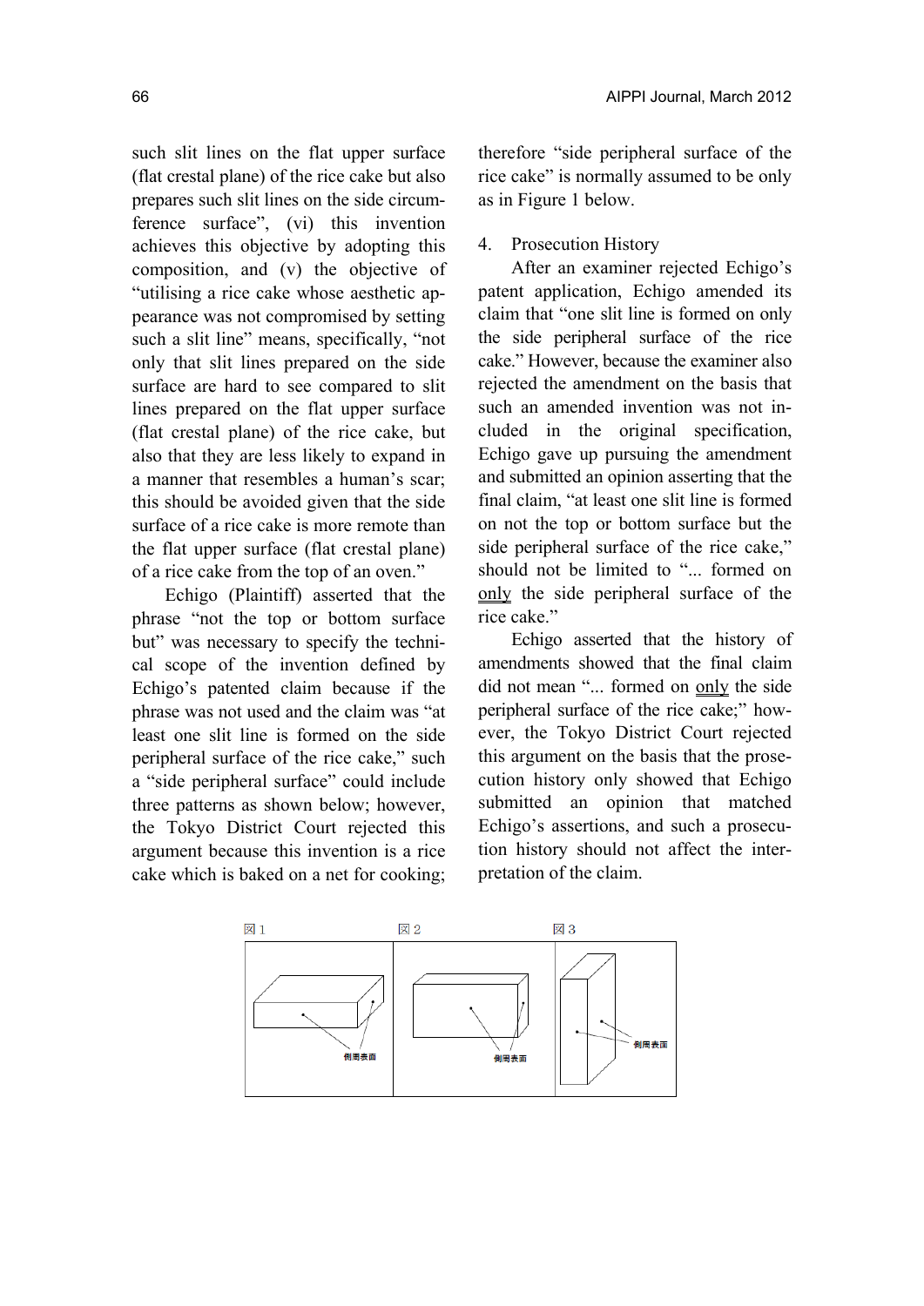such slit lines on the flat upper surface (flat crestal plane) of the rice cake but also prepares such slit lines on the side circumference surface", (vi) this invention achieves this objective by adopting this composition, and (v) the objective of "utilising a rice cake whose aesthetic appearance was not compromised by setting such a slit line" means, specifically, "not only that slit lines prepared on the side surface are hard to see compared to slit lines prepared on the flat upper surface (flat crestal plane) of the rice cake, but also that they are less likely to expand in a manner that resembles a human's scar; this should be avoided given that the side surface of a rice cake is more remote than the flat upper surface (flat crestal plane) of a rice cake from the top of an oven."

Echigo (Plaintiff) asserted that the phrase "not the top or bottom surface but" was necessary to specify the technical scope of the invention defined by Echigo's patented claim because if the phrase was not used and the claim was "at least one slit line is formed on the side peripheral surface of the rice cake," such a "side peripheral surface" could include three patterns as shown below; however, the Tokyo District Court rejected this argument because this invention is a rice cake which is baked on a net for cooking; therefore "side peripheral surface of the rice cake" is normally assumed to be only as in Figure 1 below.

4. Prosecution History

After an examiner rejected Echigo's patent application, Echigo amended its claim that "one slit line is formed on only the side peripheral surface of the rice cake." However, because the examiner also rejected the amendment on the basis that such an amended invention was not included in the original specification, Echigo gave up pursuing the amendment and submitted an opinion asserting that the final claim, "at least one slit line is formed on not the top or bottom surface but the side peripheral surface of the rice cake," should not be limited to "... formed on <u>only</u> the side peripheral surface of the rice cake."

Echigo asserted that the history of amendments showed that the final claim did not mean "... formed on <u>only</u> the side peripheral surface of the rice cake;" however, the Tokyo District Court rejected this argument on the basis that the prosecution history only showed that Echigo submitted an opinion that matched Echigo's assertions, and such a prosecution history should not affect the interpretation of the claim.

| 図1 | 図2 | 図3 |
|---|---|---|
| 側周表面 | 側周表面 | 側周表面 |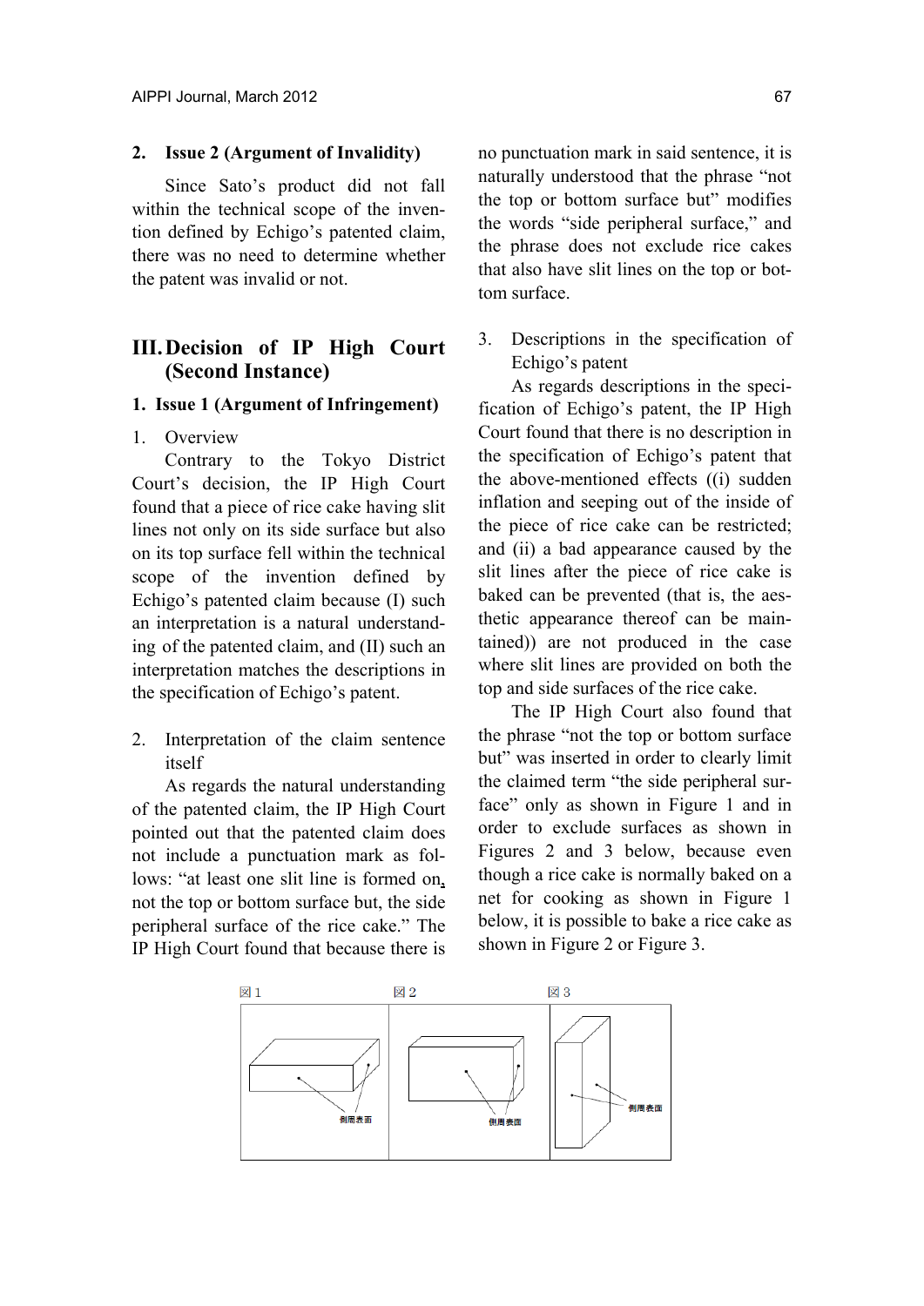### 2. Issue 2 (Argument of Invalidity)

Since Sato's product did not fall within the technical scope of the invention defined by Echigo's patented claim, there was no need to determine whether the patent was invalid or not.

## III. Decision of IP High Court (Second Instance)

### 1. Issue 1 (Argument of Infringement)

1. Overview

Contrary to the Tokyo District Court's decision, the IP High Court found that a piece of rice cake having slit lines not only on its side surface but also on its top surface fell within the technical scope of the invention defined by Echigo's patented claim because (I) such an interpretation is a natural understanding of the patented claim, and (II) such an interpretation matches the descriptions in the specification of Echigo's patent.

2. Interpretation of the claim sentence itself

As regards the natural understanding of the patented claim, the IP High Court pointed out that the patented claim does not include a punctuation mark as follows: "at least one slit line is formed on, not the top or bottom surface but, the side peripheral surface of the rice cake." The IP High Court found that because there is no punctuation mark in said sentence, it is naturally understood that the phrase "not the top or bottom surface but" modifies the words "side peripheral surface," and the phrase does not exclude rice cakes that also have slit lines on the top or bottom surface.

3. Descriptions in the specification of Echigo's patent

As regards descriptions in the specification of Echigo's patent, the IP High Court found that there is no description in the specification of Echigo's patent that the above-mentioned effects ((i) sudden inflation and seeping out of the inside of the piece of rice cake can be restricted; and (ii) a bad appearance caused by the slit lines after the piece of rice cake is baked can be prevented (that is, the aesthetic appearance thereof can be maintained)) are not produced in the case where slit lines are provided on both the top and side surfaces of the rice cake.

The IP High Court also found that the phrase "not the top or bottom surface but" was inserted in order to clearly limit the claimed term "the side peripheral surface" only as shown in Figure 1 and in order to exclude surfaces as shown in Figures 2 and 3 below, because even though a rice cake is normally baked on a net for cooking as shown in Figure 1 below, it is possible to bake a rice cake as shown in Figure 2 or Figure 3.

図1 側周表面 図2 側周表面 図3 側周表面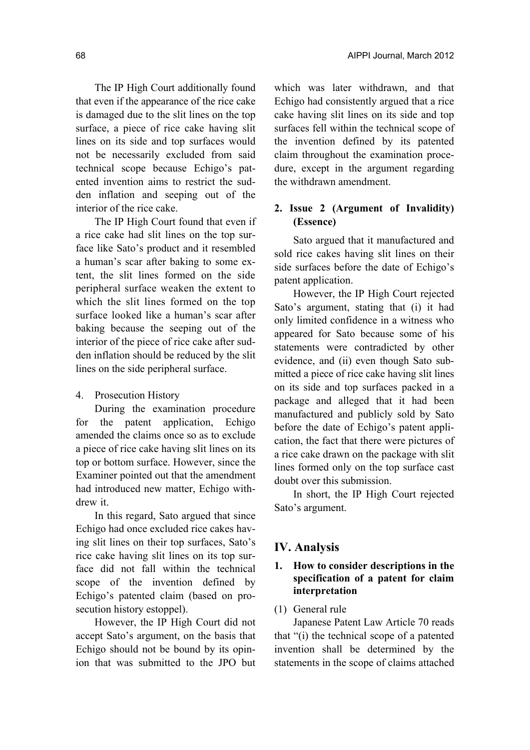The IP High Court additionally found that even if the appearance of the rice cake is damaged due to the slit lines on the top surface, a piece of rice cake having slit lines on its side and top surfaces would not be necessarily excluded from said technical scope because Echigo's patented invention aims to restrict the sudden inflation and seeping out of the interior of the rice cake.

The IP High Court found that even if a rice cake had slit lines on the top surface like Sato's product and it resembled a human's scar after baking to some extent, the slit lines formed on the side peripheral surface weaken the extent to which the slit lines formed on the top surface looked like a human's scar after baking because the seeping out of the interior of the piece of rice cake after sudden inflation should be reduced by the slit lines on the side peripheral surface.

4. Prosecution History

During the examination procedure for the patent application, Echigo amended the claims once so as to exclude a piece of rice cake having slit lines on its top or bottom surface. However, since the Examiner pointed out that the amendment had introduced new matter, Echigo withdrew it.

In this regard, Sato argued that since Echigo had once excluded rice cakes having slit lines on their top surfaces, Sato's rice cake having slit lines on its top surface did not fall within the technical scope of the invention defined by Echigo's patented claim (based on prosecution history estoppel).

However, the IP High Court did not accept Sato's argument, on the basis that Echigo should not be bound by its opinion that was submitted to the JPO but which was later withdrawn, and that Echigo had consistently argued that a rice cake having slit lines on its side and top surfaces fell within the technical scope of the invention defined by its patented claim throughout the examination procedure, except in the argument regarding the withdrawn amendment.

### 2. Issue 2 (Argument of Invalidity) (Essence)

Sato argued that it manufactured and sold rice cakes having slit lines on their side surfaces before the date of Echigo's patent application.

However, the IP High Court rejected Sato's argument, stating that (i) it had only limited confidence in a witness who appeared for Sato because some of his statements were contradicted by other evidence, and (ii) even though Sato submitted a piece of rice cake having slit lines on its side and top surfaces packed in a package and alleged that it had been manufactured and publicly sold by Sato before the date of Echigo's patent application, the fact that there were pictures of a rice cake drawn on the package with slit lines formed only on the top surface cast doubt over this submission.

In short, the IP High Court rejected Sato's argument.

## IV. Analysis

### 1. How to consider descriptions in the specification of a patent for claim interpretation

(1) General rule

Japanese Patent Law Article 70 reads that "(i) the technical scope of a patented invention shall be determined by the statements in the scope of claims attached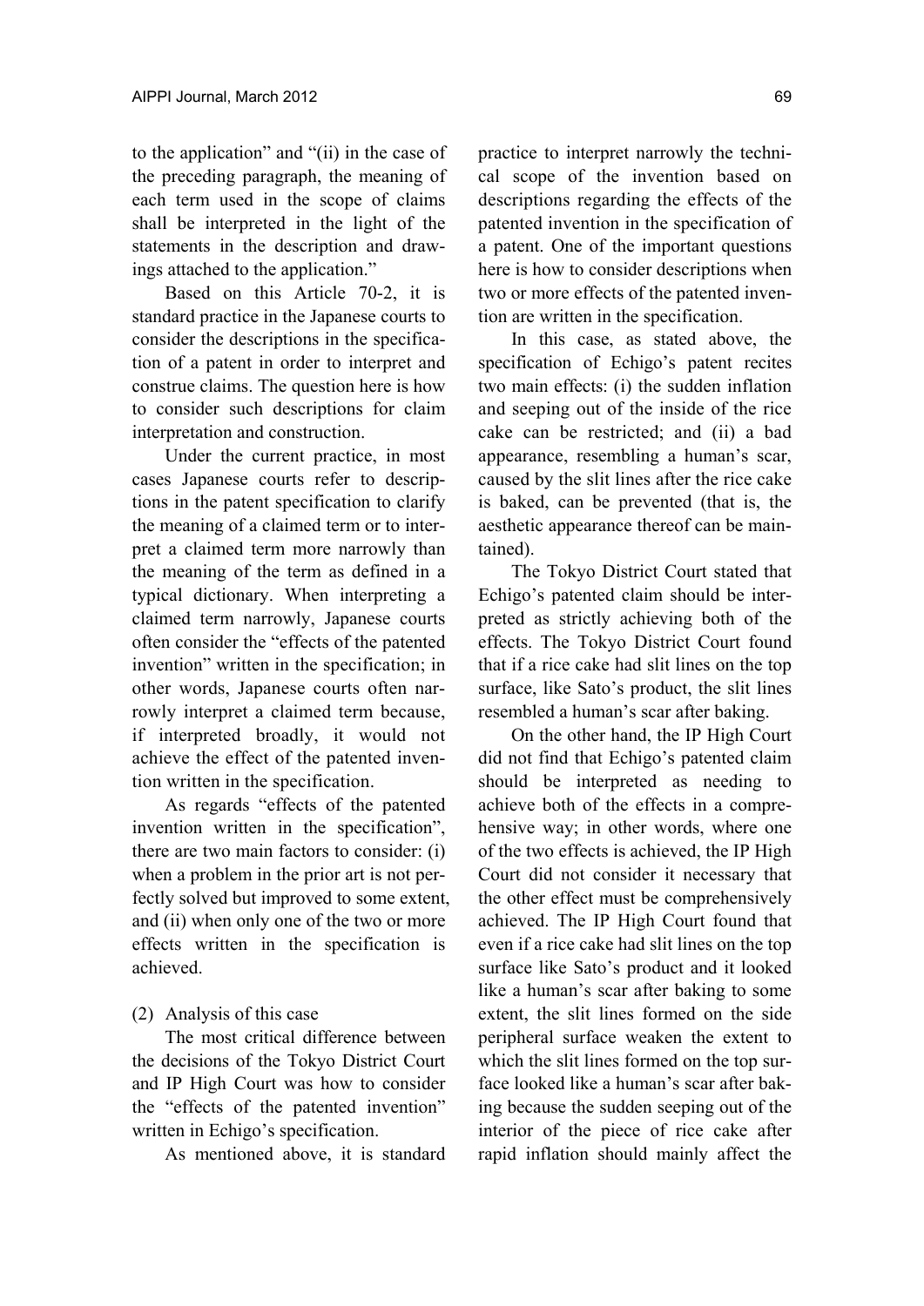to the application" and "(ii) in the case of the preceding paragraph, the meaning of each term used in the scope of claims shall be interpreted in the light of the statements in the description and drawings attached to the application."

Based on this Article 70-2, it is standard practice in the Japanese courts to consider the descriptions in the specification of a patent in order to interpret and construe claims. The question here is how to consider such descriptions for claim interpretation and construction.

Under the current practice, in most cases Japanese courts refer to descriptions in the patent specification to clarify the meaning of a claimed term or to interpret a claimed term more narrowly than the meaning of the term as defined in a typical dictionary. When interpreting a claimed term narrowly, Japanese courts often consider the "effects of the patented invention" written in the specification; in other words, Japanese courts often narrowly interpret a claimed term because, if interpreted broadly, it would not achieve the effect of the patented invention written in the specification.

As regards "effects of the patented invention written in the specification", there are two main factors to consider: (i) when a problem in the prior art is not perfectly solved but improved to some extent, and (ii) when only one of the two or more effects written in the specification is achieved.

(2) Analysis of this case

The most critical difference between the decisions of the Tokyo District Court and IP High Court was how to consider the "effects of the patented invention" written in Echigo's specification.

As mentioned above, it is standard practice to interpret narrowly the technical scope of the invention based on descriptions regarding the effects of the patented invention in the specification of a patent. One of the important questions here is how to consider descriptions when two or more effects of the patented invention are written in the specification.

In this case, as stated above, the specification of Echigo's patent recites two main effects: (i) the sudden inflation and seeping out of the inside of the rice cake can be restricted; and (ii) a bad appearance, resembling a human's scar, caused by the slit lines after the rice cake is baked, can be prevented (that is, the aesthetic appearance thereof can be maintained).

The Tokyo District Court stated that Echigo's patented claim should be interpreted as strictly achieving both of the effects. The Tokyo District Court found that if a rice cake had slit lines on the top surface, like Sato's product, the slit lines resembled a human's scar after baking.

On the other hand, the IP High Court did not find that Echigo's patented claim should be interpreted as needing to achieve both of the effects in a comprehensive way; in other words, where one of the two effects is achieved, the IP High Court did not consider it necessary that the other effect must be comprehensively achieved. The IP High Court found that even if a rice cake had slit lines on the top surface like Sato's product and it looked like a human's scar after baking to some extent, the slit lines formed on the side peripheral surface weaken the extent to which the slit lines formed on the top surface looked like a human's scar after baking because the sudden seeping out of the interior of the piece of rice cake after rapid inflation should mainly affect the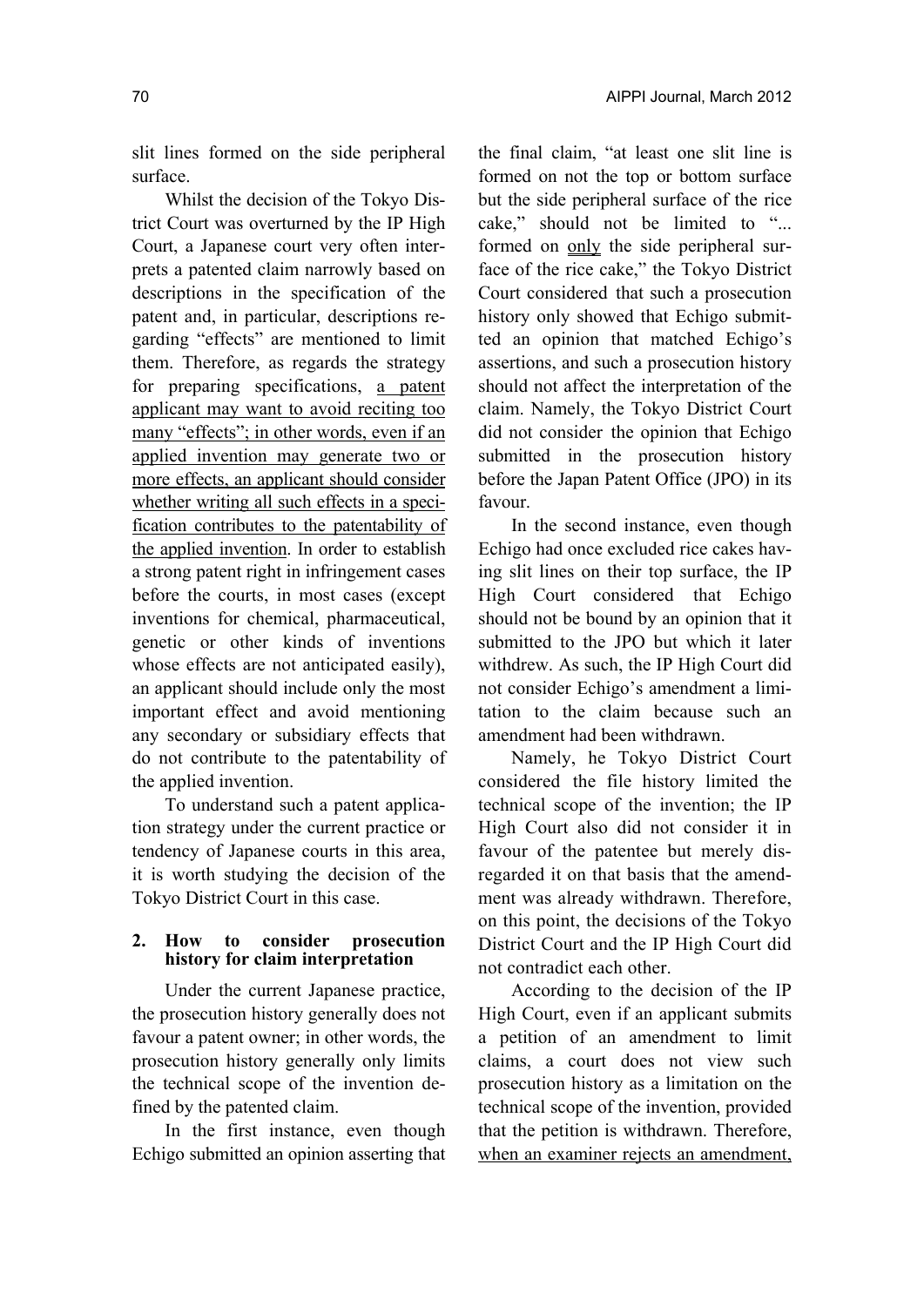slit lines formed on the side peripheral surface.

Whilst the decision of the Tokyo District Court was overturned by the IP High Court, a Japanese court very often interprets a patented claim narrowly based on descriptions in the specification of the patent and, in particular, descriptions regarding "effects" are mentioned to limit them. Therefore, as regards the strategy for preparing specifications, <u>a patent applicant may want to avoid reciting too many "effects"; in other words, even if an applied invention may generate two or more effects, an applicant should consider whether writing all such effects in a specification contributes to the patentability of the applied invention</u>. In order to establish a strong patent right in infringement cases before the courts, in most cases (except inventions for chemical, pharmaceutical, genetic or other kinds of inventions whose effects are not anticipated easily), an applicant should include only the most important effect and avoid mentioning any secondary or subsidiary effects that do not contribute to the patentability of the applied invention.

To understand such a patent application strategy under the current practice or tendency of Japanese courts in this area, it is worth studying the decision of the Tokyo District Court in this case.

## 2. How to consider prosecution history for claim interpretation

Under the current Japanese practice, the prosecution history generally does not favour a patent owner; in other words, the prosecution history generally only limits the technical scope of the invention defined by the patented claim.

In the first instance, even though Echigo submitted an opinion asserting that the final claim, "at least one slit line is formed on not the top or bottom surface but the side peripheral surface of the rice cake," should not be limited to "... formed on <u>only</u> the side peripheral surface of the rice cake," the Tokyo District Court considered that such a prosecution history only showed that Echigo submitted an opinion that matched Echigo's assertions, and such a prosecution history should not affect the interpretation of the claim. Namely, the Tokyo District Court did not consider the opinion that Echigo submitted in the prosecution history before the Japan Patent Office (JPO) in its favour.

In the second instance, even though Echigo had once excluded rice cakes having slit lines on their top surface, the IP High Court considered that Echigo should not be bound by an opinion that it submitted to the JPO but which it later withdrew. As such, the IP High Court did not consider Echigo's amendment a limitation to the claim because such an amendment had been withdrawn.

Namely, he Tokyo District Court considered the file history limited the technical scope of the invention; the IP High Court also did not consider it in favour of the patentee but merely disregarded it on that basis that the amendment was already withdrawn. Therefore, on this point, the decisions of the Tokyo District Court and the IP High Court did not contradict each other.

According to the decision of the IP High Court, even if an applicant submits a petition of an amendment to limit claims, a court does not view such prosecution history as a limitation on the technical scope of the invention, provided that the petition is withdrawn. Therefore, <u>when an examiner rejects an amendment,</u>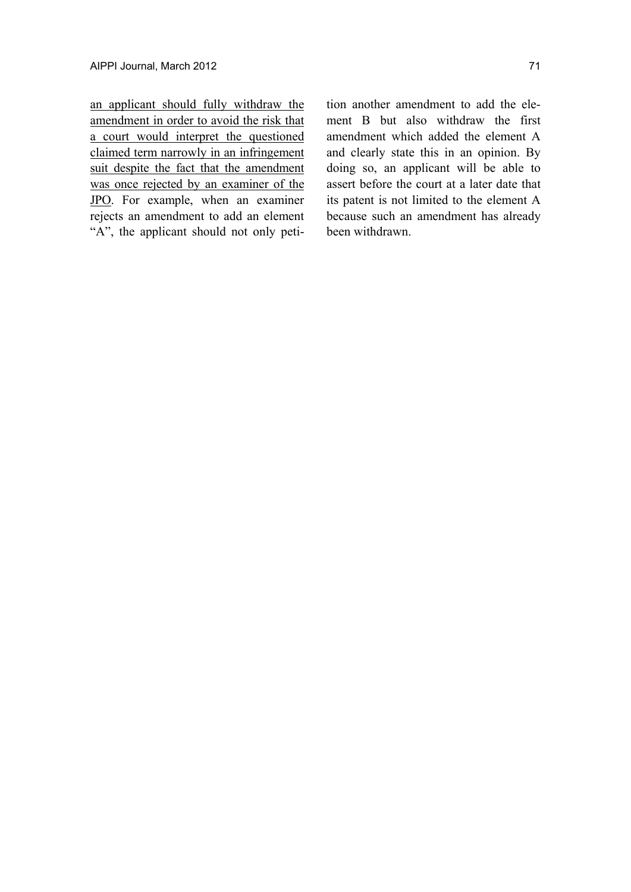an applicant should fully withdraw the amendment in order to avoid the risk that a court would interpret the questioned claimed term narrowly in an infringement suit despite the fact that the amendment was once rejected by an examiner of the JPO. For example, when an examiner rejects an amendment to add an element "A", the applicant should not only petition another amendment to add the element B but also withdraw the first amendment which added the element A and clearly state this in an opinion. By doing so, an applicant will be able to assert before the court at a later date that its patent is not limited to the element A because such an amendment has already been withdrawn.